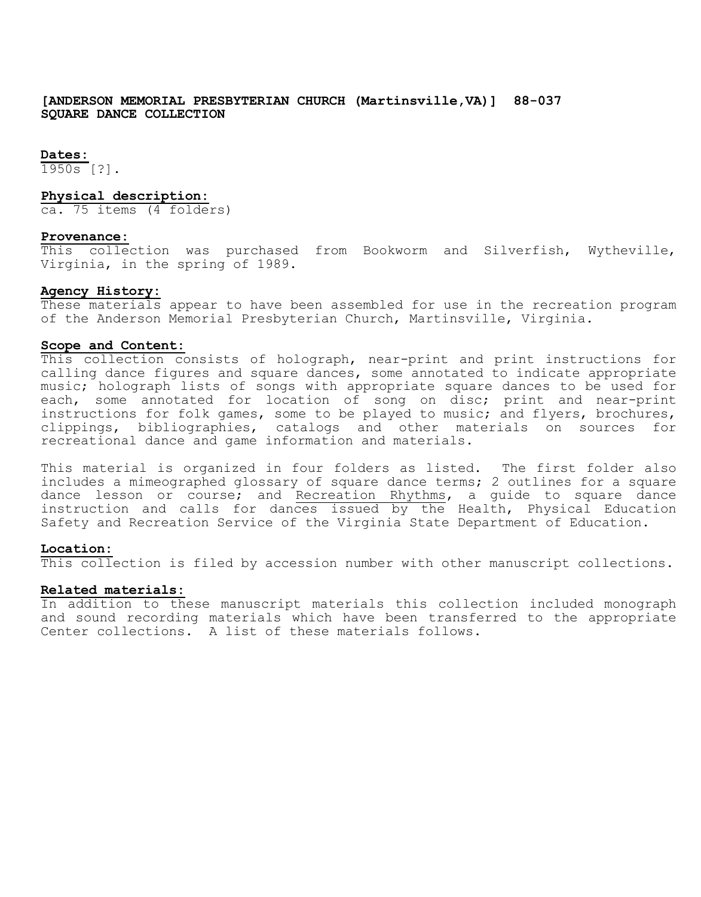**[ANDERSON MEMORIAL PRESBYTERIAN CHURCH (Martinsville,VA)] 88-037**
**SQUARE DANCE COLLECTION**

**Dates:**
1950s [?].

**Physical description:**
ca. 75 items (4 folders)

**Provenance:**
This collection was purchased from Bookworm and Silverfish, Wytheville, Virginia, in the spring of 1989.

**Agency History:**
These materials appear to have been assembled for use in the recreation program of the Anderson Memorial Presbyterian Church, Martinsville, Virginia.

**Scope and Content:**
This collection consists of holograph, near-print and print instructions for calling dance figures and square dances, some annotated to indicate appropriate music; holograph lists of songs with appropriate square dances to be used for each, some annotated for location of song on disc; print and near-print instructions for folk games, some to be played to music; and flyers, brochures, clippings, bibliographies, catalogs and other materials on sources for recreational dance and game information and materials.

This material is organized in four folders as listed. The first folder also includes a mimeographed glossary of square dance terms; 2 outlines for a square dance lesson or course; and Recreation Rhythms, a guide to square dance instruction and calls for dances issued by the Health, Physical Education Safety and Recreation Service of the Virginia State Department of Education.

**Location:**
This collection is filed by accession number with other manuscript collections.

**Related materials:**
In addition to these manuscript materials this collection included monograph and sound recording materials which have been transferred to the appropriate Center collections. A list of these materials follows.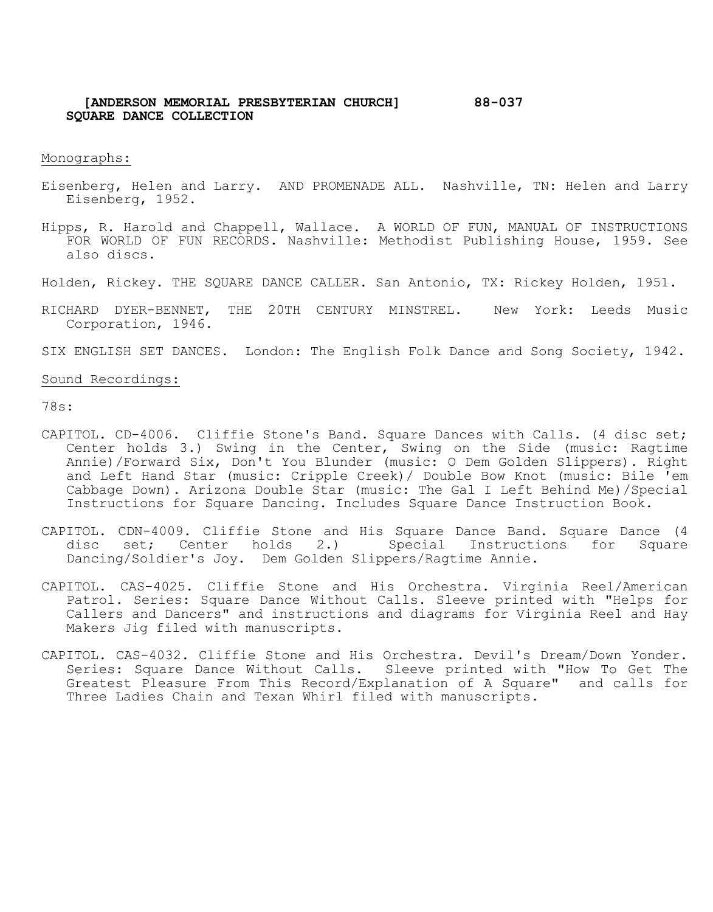**[ANDERSON MEMORIAL PRESBYTERIAN CHURCH] 88-037**
**SQUARE DANCE COLLECTION**

Monographs:

Eisenberg, Helen and Larry. AND PROMENADE ALL. Nashville, TN: Helen and Larry Eisenberg, 1952.

Hipps, R. Harold and Chappell, Wallace. A WORLD OF FUN, MANUAL OF INSTRUCTIONS FOR WORLD OF FUN RECORDS. Nashville: Methodist Publishing House, 1959. See also discs.

Holden, Rickey. THE SQUARE DANCE CALLER. San Antonio, TX: Rickey Holden, 1951.

RICHARD DYER-BENNET, THE 20TH CENTURY MINSTREL. New York: Leeds Music Corporation, 1946.

SIX ENGLISH SET DANCES. London: The English Folk Dance and Song Society, 1942.

Sound Recordings:

78s:

CAPITOL. CD-4006. Cliffie Stone's Band. Square Dances with Calls. (4 disc set; Center holds 3.) Swing in the Center, Swing on the Side (music: Ragtime Annie)/Forward Six, Don't You Blunder (music: O Dem Golden Slippers). Right and Left Hand Star (music: Cripple Creek)/ Double Bow Knot (music: Bile 'em Cabbage Down). Arizona Double Star (music: The Gal I Left Behind Me)/Special Instructions for Square Dancing. Includes Square Dance Instruction Book.

CAPITOL. CDN-4009. Cliffie Stone and His Square Dance Band. Square Dance (4 disc set; Center holds 2.) Special Instructions for Square Dancing/Soldier's Joy. Dem Golden Slippers/Ragtime Annie.

CAPITOL. CAS-4025. Cliffie Stone and His Orchestra. Virginia Reel/American Patrol. Series: Square Dance Without Calls. Sleeve printed with "Helps for Callers and Dancers" and instructions and diagrams for Virginia Reel and Hay Makers Jig filed with manuscripts.

CAPITOL. CAS-4032. Cliffie Stone and His Orchestra. Devil's Dream/Down Yonder. Series: Square Dance Without Calls. Sleeve printed with "How To Get The Greatest Pleasure From This Record/Explanation of A Square" and calls for Three Ladies Chain and Texan Whirl filed with manuscripts.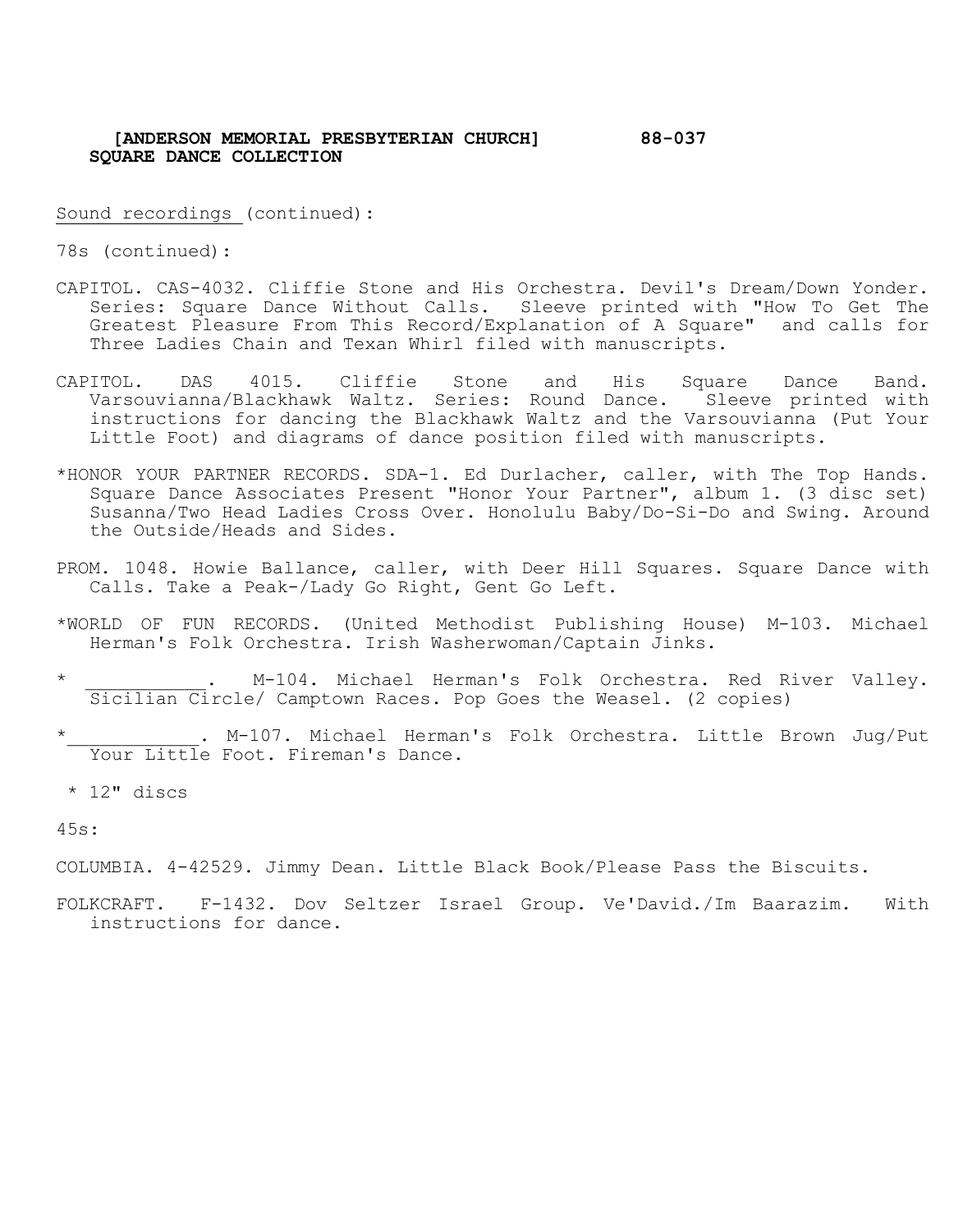**[ANDERSON MEMORIAL PRESBYTERIAN CHURCH] 88-037**
**SQUARE DANCE COLLECTION**

Sound recordings (continued):

78s (continued):

CAPITOL. CAS-4032. Cliffie Stone and His Orchestra. Devil's Dream/Down Yonder. Series: Square Dance Without Calls. Sleeve printed with "How To Get The Greatest Pleasure From This Record/Explanation of A Square" and calls for Three Ladies Chain and Texan Whirl filed with manuscripts.

CAPITOL. DAS 4015. Cliffie Stone and His Square Dance Band. Varsouvianna/Blackhawk Waltz. Series: Round Dance. Sleeve printed with instructions for dancing the Blackhawk Waltz and the Varsouvianna (Put Your Little Foot) and diagrams of dance position filed with manuscripts.

*HONOR YOUR PARTNER RECORDS. SDA-1. Ed Durlacher, caller, with The Top Hands. Square Dance Associates Present "Honor Your Partner", album 1. (3 disc set) Susanna/Two Head Ladies Cross Over. Honolulu Baby/Do-Si-Do and Swing. Around the Outside/Heads and Sides.

PROM. 1048. Howie Ballance, caller, with Deer Hill Squares. Square Dance with Calls. Take a Peak-/Lady Go Right, Gent Go Left.

*WORLD OF FUN RECORDS. (United Methodist Publishing House) M-103. Michael Herman's Folk Orchestra. Irish Washerwoman/Captain Jinks.

* __________. M-104. Michael Herman's Folk Orchestra. Red River Valley. Sicilian Circle/ Camptown Races. Pop Goes the Weasel. (2 copies)

*___________. M-107. Michael Herman's Folk Orchestra. Little Brown Jug/Put Your Little Foot. Fireman's Dance.

* 12" discs

45s:

COLUMBIA. 4-42529. Jimmy Dean. Little Black Book/Please Pass the Biscuits.

FOLKCRAFT. F-1432. Dov Seltzer Israel Group. Ve'David./Im Baarazim. With instructions for dance.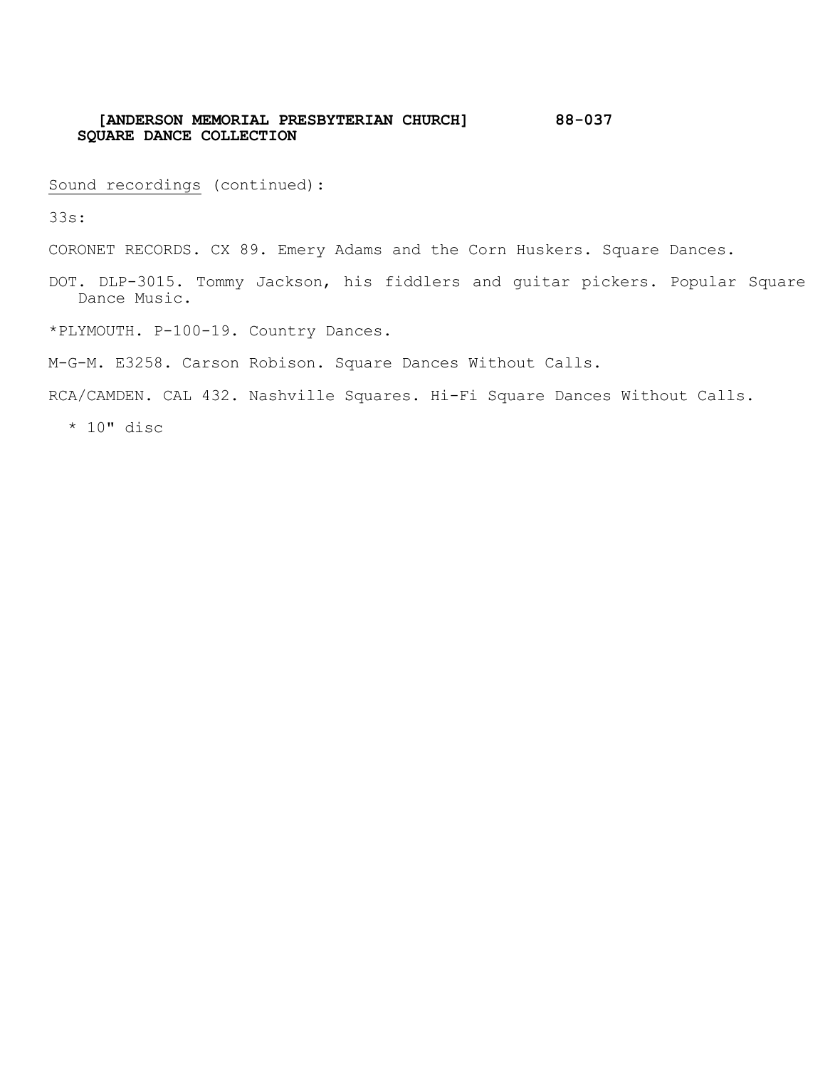**[ANDERSON MEMORIAL PRESBYTERIAN CHURCH] 88-037**
**SQUARE DANCE COLLECTION**

Sound recordings (continued):

33s:

CORONET RECORDS. CX 89. Emery Adams and the Corn Huskers. Square Dances.

DOT. DLP-3015. Tommy Jackson, his fiddlers and guitar pickers. Popular Square Dance Music.

*PLYMOUTH. P-100-19. Country Dances.

M-G-M. E3258. Carson Robison. Square Dances Without Calls.

RCA/CAMDEN. CAL 432. Nashville Squares. Hi-Fi Square Dances Without Calls.

\* 10" disc